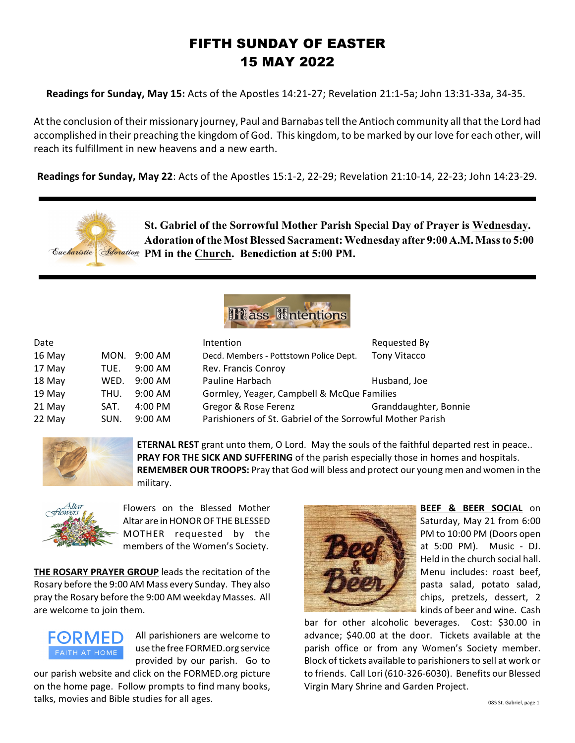# FIFTH SUNDAY OF EASTER
# 15 MAY 2022

**Readings for Sunday, May 15:** Acts of the Apostles 14:21-27; Revelation 21:1-5a; John 13:31-33a, 34-35.

At the conclusion of their missionary journey, Paul and Barnabas tell the Antioch community all that the Lord had accomplished in their preaching the kingdom of God. This kingdom, to be marked by our love for each other, will reach its fulfillment in new heavens and a new earth.

**Readings for Sunday, May 22**: Acts of the Apostles 15:1-2, 22-29; Revelation 21:10-14, 22-23; John 14:23-29.

---

Eucharistic Adoration

**St. Gabriel of the Sorrowful Mother Parish Special Day of Prayer is Wednesday. Adoration of the Most Blessed Sacrament: Wednesday after 9:00 A.M. Mass to 5:00 PM in the Church. Benediction at 5:00 PM.**

---

## Mass Intentions

| Date | | | Intention | Requested By |
|---|---|---|---|---|
| 16 May | MON. | 9:00 AM | Decd. Members - Pottstown Police Dept. | Tony Vitacco |
| 17 May | TUE. | 9:00 AM | Rev. Francis Conroy | |
| 18 May | WED. | 9:00 AM | Pauline Harbach | Husband, Joe |
| 19 May | THU. | 9:00 AM | Gormley, Yeager, Campbell & McQue Families | |
| 21 May | SAT. | 4:00 PM | Gregor & Rose Ferenz | Granddaughter, Bonnie |
| 22 May | SUN. | 9:00 AM | Parishioners of St. Gabriel of the Sorrowful Mother Parish | |

**ETERNAL REST** grant unto them, O Lord. May the souls of the faithful departed rest in peace..
**PRAY FOR THE SICK AND SUFFERING** of the parish especially those in homes and hospitals.
**REMEMBER OUR TROOPS:** Pray that God will bless and protect our young men and women in the military.

Flowers on the Blessed Mother Altar are in HONOR OF THE BLESSED MOTHER requested by the members of the Women's Society.

**THE ROSARY PRAYER GROUP** leads the recitation of the Rosary before the 9:00 AM Mass every Sunday. They also pray the Rosary before the 9:00 AM weekday Masses. All are welcome to join them.

FORMED FAITH AT HOME

All parishioners are welcome to use the free FORMED.org service provided by our parish. Go to our parish website and click on the FORMED.org picture on the home page. Follow prompts to find many books, talks, movies and Bible studies for all ages.

**BEEF & BEER SOCIAL** on Saturday, May 21 from 6:00 PM to 10:00 PM (Doors open at 5:00 PM). Music - DJ. Held in the church social hall. Menu includes: roast beef, pasta salad, potato salad, chips, pretzels, dessert, 2 kinds of beer and wine. Cash bar for other alcoholic beverages. Cost: $30.00 in advance; $40.00 at the door. Tickets available at the parish office or from any Women's Society member. Block of tickets available to parishioners to sell at work or to friends. Call Lori (610-326-6030). Benefits our Blessed Virgin Mary Shrine and Garden Project.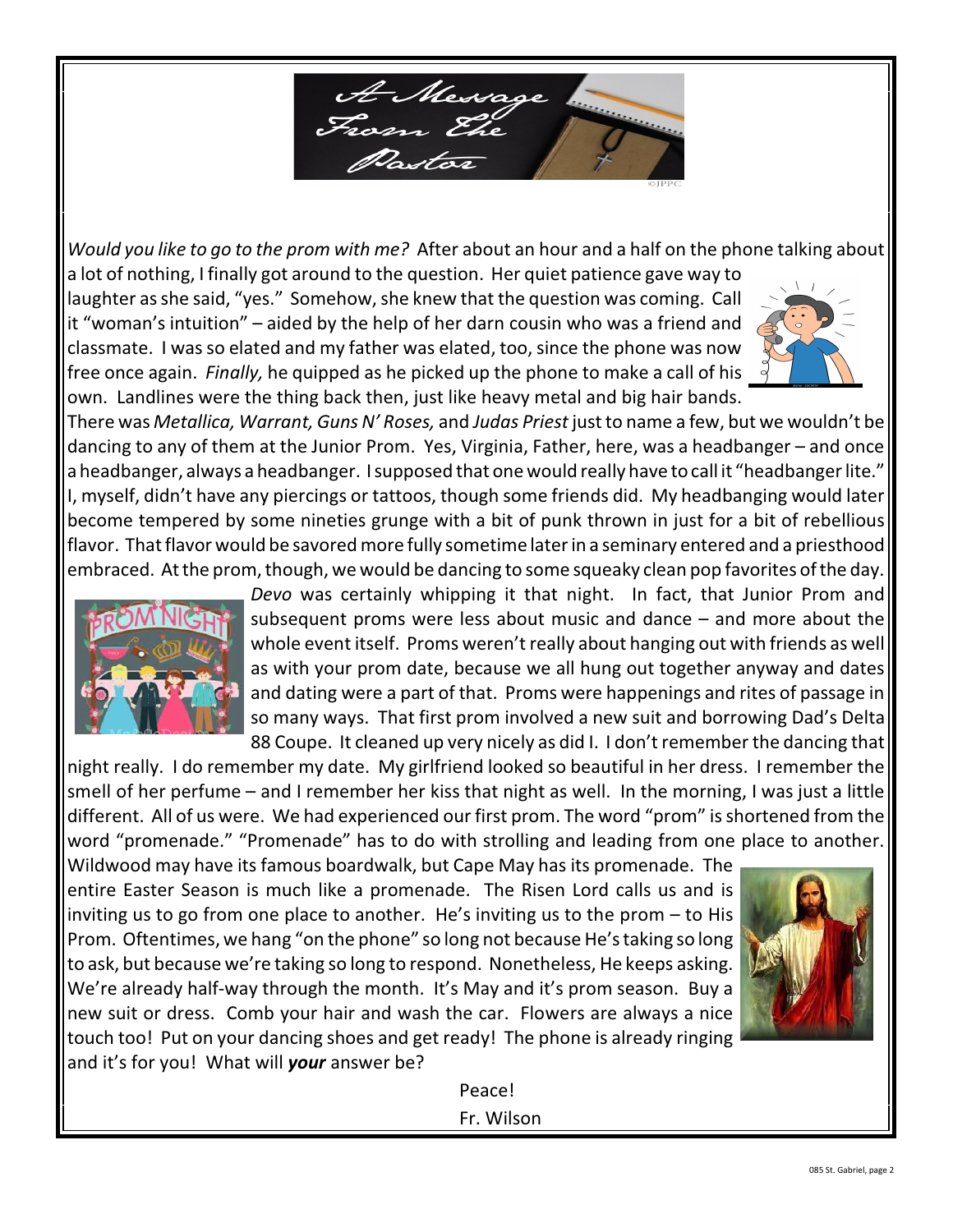# A Message From The Pastor

*Would you like to go to the prom with me?* After about an hour and a half on the phone talking about a lot of nothing, I finally got around to the question. Her quiet patience gave way to laughter as she said, "yes." Somehow, she knew that the question was coming. Call it "woman's intuition" – aided by the help of her darn cousin who was a friend and classmate. I was so elated and my father was elated, too, since the phone was now free once again. *Finally,* he quipped as he picked up the phone to make a call of his own. Landlines were the thing back then, just like heavy metal and big hair bands. There was *Metallica, Warrant, Guns N' Roses,* and *Judas Priest* just to name a few, but we wouldn't be dancing to any of them at the Junior Prom. Yes, Virginia, Father, here, was a headbanger – and once a headbanger, always a headbanger. I supposed that one would really have to call it "headbanger lite." I, myself, didn't have any piercings or tattoos, though some friends did. My headbanging would later become tempered by some nineties grunge with a bit of punk thrown in just for a bit of rebellious flavor. That flavor would be savored more fully sometime later in a seminary entered and a priesthood embraced. At the prom, though, we would be dancing to some squeaky clean pop favorites of the day. *Devo* was certainly whipping it that night. In fact, that Junior Prom and subsequent proms were less about music and dance – and more about the whole event itself. Proms weren't really about hanging out with friends as well as with your prom date, because we all hung out together anyway and dates and dating were a part of that. Proms were happenings and rites of passage in so many ways. That first prom involved a new suit and borrowing Dad's Delta 88 Coupe. It cleaned up very nicely as did I. I don't remember the dancing that night really. I do remember my date. My girlfriend looked so beautiful in her dress. I remember the smell of her perfume – and I remember her kiss that night as well. In the morning, I was just a little different. All of us were. We had experienced our first prom. The word "prom" is shortened from the word "promenade." "Promenade" has to do with strolling and leading from one place to another. Wildwood may have its famous boardwalk, but Cape May has its promenade. The entire Easter Season is much like a promenade. The Risen Lord calls us and is inviting us to go from one place to another. He's inviting us to the prom – to His Prom. Oftentimes, we hang "on the phone" so long not because He's taking so long to ask, but because we're taking so long to respond. Nonetheless, He keeps asking. We're already half-way through the month. It's May and it's prom season. Buy a new suit or dress. Comb your hair and wash the car. Flowers are always a nice touch too! Put on your dancing shoes and get ready! The phone is already ringing and it's for you! What will ***your*** answer be?

Peace!

Fr. Wilson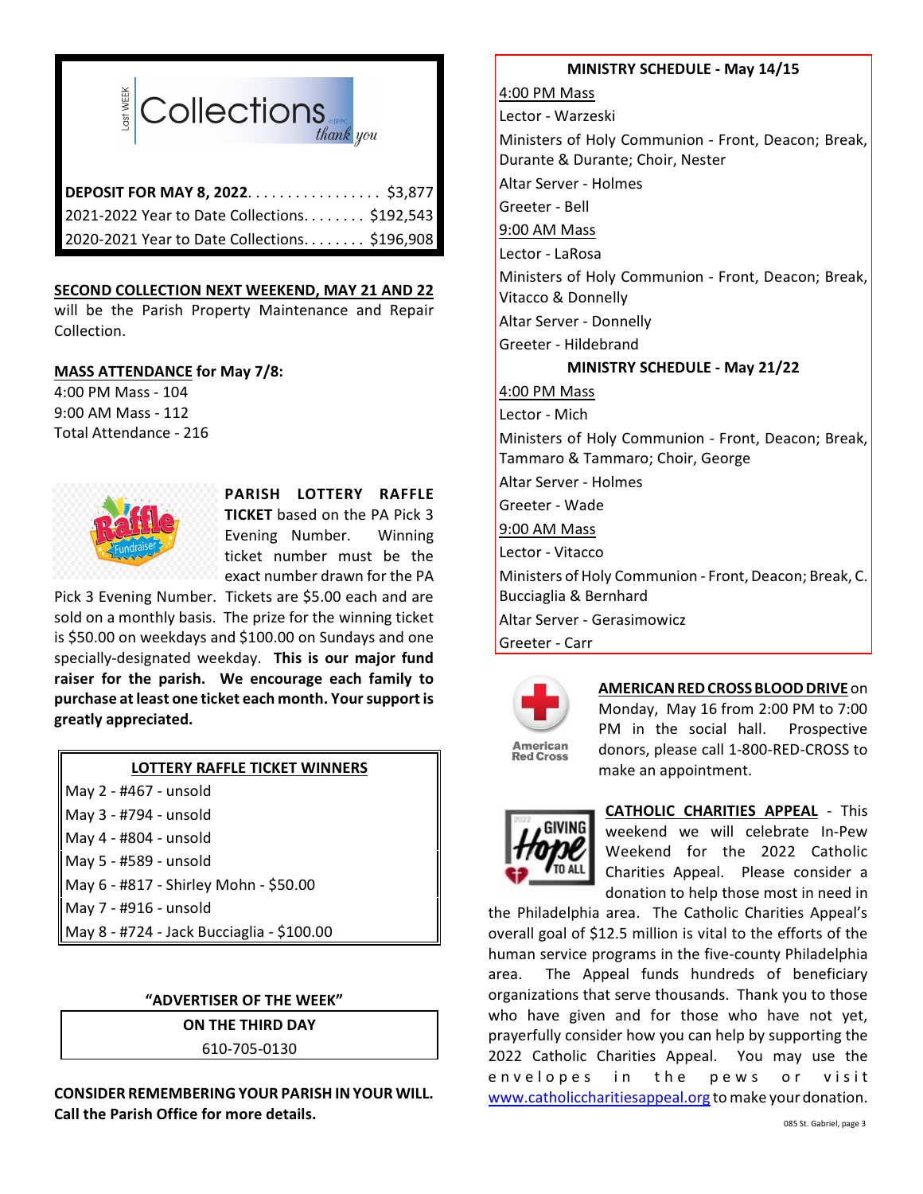## Collections

Last WEEK — *thank you*

| | |
|---|---|
| **DEPOSIT FOR MAY 8, 2022** | $3,877 |
| 2021-2022 Year to Date Collections | $192,543 |
| 2020-2021 Year to Date Collections | $196,908 |

**SECOND COLLECTION NEXT WEEKEND, MAY 21 AND 22** will be the Parish Property Maintenance and Repair Collection.

**MASS ATTENDANCE for May 7/8:**

4:00 PM Mass - 104
9:00 AM Mass - 112
Total Attendance - 216

**PARISH LOTTERY RAFFLE TICKET** based on the PA Pick 3 Evening Number. Winning ticket number must be the exact number drawn for the PA Pick 3 Evening Number. Tickets are $5.00 each and are sold on a monthly basis. The prize for the winning ticket is $50.00 on weekdays and $100.00 on Sundays and one specially-designated weekday. **This is our major fund raiser for the parish. We encourage each family to purchase at least one ticket each month. Your support is greatly appreciated.**

**LOTTERY RAFFLE TICKET WINNERS**

May 2 - #467 - unsold
May 3 - #794 - unsold
May 4 - #804 - unsold
May 5 - #589 - unsold
May 6 - #817 - Shirley Mohn - $50.00
May 7 - #916 - unsold
May 8 - #724 - Jack Bucciaglia - $100.00

**"ADVERTISER OF THE WEEK"**

**ON THE THIRD DAY**
610-705-0130

**CONSIDER REMEMBERING YOUR PARISH IN YOUR WILL. Call the Parish Office for more details.**

**MINISTRY SCHEDULE - May 14/15**

4:00 PM Mass
Lector - Warzeski
Ministers of Holy Communion - Front, Deacon; Break, Durante & Durante; Choir, Nester
Altar Server - Holmes
Greeter - Bell

9:00 AM Mass
Lector - LaRosa
Ministers of Holy Communion - Front, Deacon; Break, Vitacco & Donnelly
Altar Server - Donnelly
Greeter - Hildebrand

**MINISTRY SCHEDULE - May 21/22**

4:00 PM Mass
Lector - Mich
Ministers of Holy Communion - Front, Deacon; Break, Tammaro & Tammaro; Choir, George
Altar Server - Holmes
Greeter - Wade

9:00 AM Mass
Lector - Vitacco
Ministers of Holy Communion - Front, Deacon; Break, C. Bucciaglia & Bernhard
Altar Server - Gerasimowicz
Greeter - Carr

**AMERICAN RED CROSS BLOOD DRIVE** on Monday, May 16 from 2:00 PM to 7:00 PM in the social hall. Prospective donors, please call 1-800-RED-CROSS to make an appointment.

**CATHOLIC CHARITIES APPEAL** - This weekend we will celebrate In-Pew Weekend for the 2022 Catholic Charities Appeal. Please consider a donation to help those most in need in the Philadelphia area. The Catholic Charities Appeal's overall goal of $12.5 million is vital to the efforts of the human service programs in the five-county Philadelphia area. The Appeal funds hundreds of beneficiary organizations that serve thousands. Thank you to those who have given and for those who have not yet, prayerfully consider how you can help by supporting the 2022 Catholic Charities Appeal. You may use the envelopes in the pews or visit www.catholiccharitiesappeal.org to make your donation.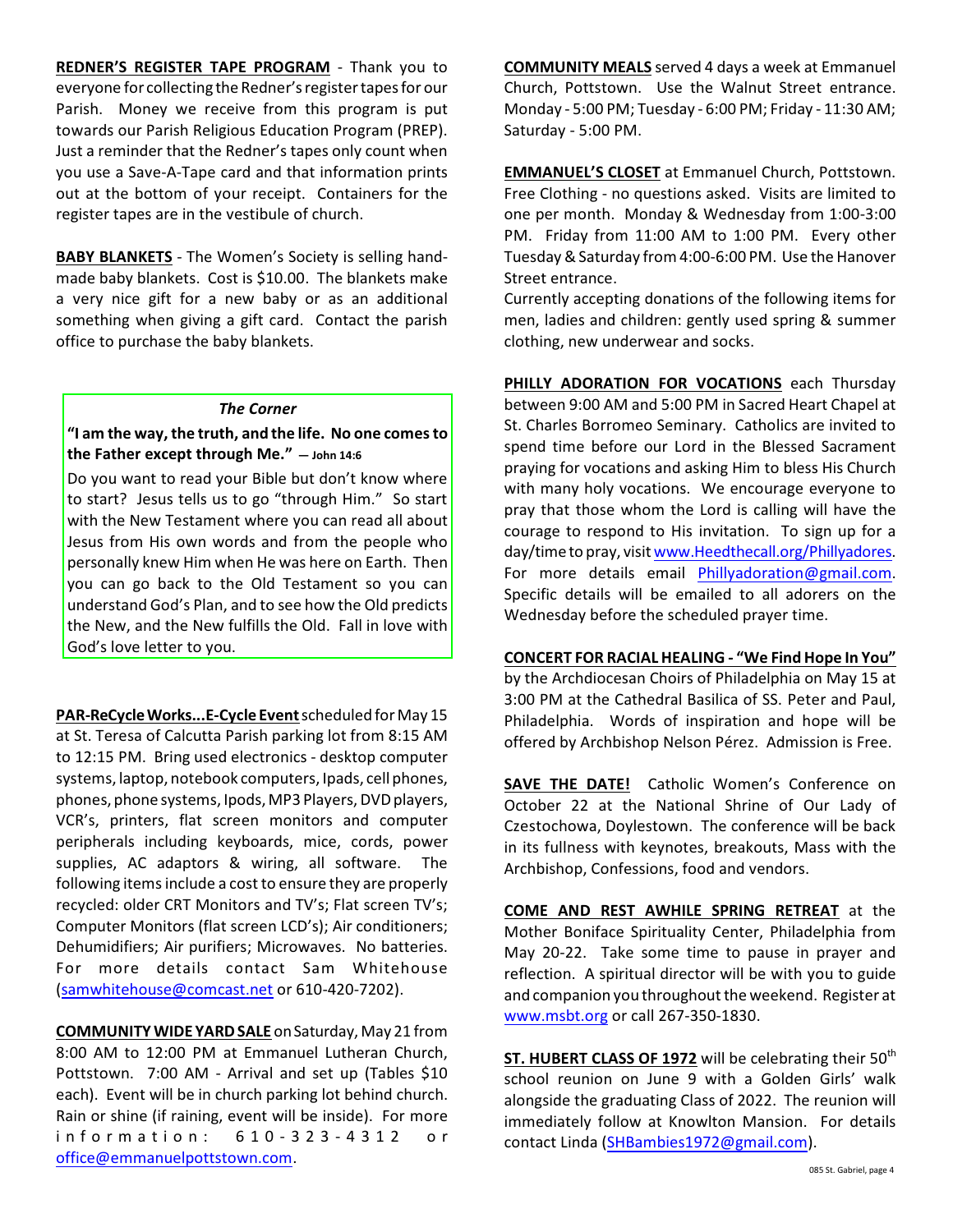**REDNER'S REGISTER TAPE PROGRAM** - Thank you to everyone for collecting the Redner's register tapes for our Parish. Money we receive from this program is put towards our Parish Religious Education Program (PREP). Just a reminder that the Redner's tapes only count when you use a Save-A-Tape card and that information prints out at the bottom of your receipt. Containers for the register tapes are in the vestibule of church.

**BABY BLANKETS** - The Women's Society is selling hand-made baby blankets. Cost is $10.00. The blankets make a very nice gift for a new baby or as an additional something when giving a gift card. Contact the parish office to purchase the baby blankets.

***The Corner***

**"I am the way, the truth, and the life. No one comes to the Father except through Me."** — **John 14:6**

Do you want to read your Bible but don't know where to start? Jesus tells us to go "through Him." So start with the New Testament where you can read all about Jesus from His own words and from the people who personally knew Him when He was here on Earth. Then you can go back to the Old Testament so you can understand God's Plan, and to see how the Old predicts the New, and the New fulfills the Old. Fall in love with God's love letter to you.

**PAR-ReCycle Works...E-Cycle Event** scheduled for May 15 at St. Teresa of Calcutta Parish parking lot from 8:15 AM to 12:15 PM. Bring used electronics - desktop computer systems, laptop, notebook computers, Ipads, cell phones, phones, phone systems, Ipods, MP3 Players, DVD players, VCR's, printers, flat screen monitors and computer peripherals including keyboards, mice, cords, power supplies, AC adaptors & wiring, all software. The following items include a cost to ensure they are properly recycled: older CRT Monitors and TV's; Flat screen TV's; Computer Monitors (flat screen LCD's); Air conditioners; Dehumidifiers; Air purifiers; Microwaves. No batteries. For more details contact Sam Whitehouse (samwhitehouse@comcast.net or 610-420-7202).

**COMMUNITY WIDE YARD SALE** on Saturday, May 21 from 8:00 AM to 12:00 PM at Emmanuel Lutheran Church, Pottstown. 7:00 AM - Arrival and set up (Tables $10 each). Event will be in church parking lot behind church. Rain or shine (if raining, event will be inside). For more information: 610-323-4312 or office@emmanuelpottstown.com.

**COMMUNITY MEALS** served 4 days a week at Emmanuel Church, Pottstown. Use the Walnut Street entrance. Monday - 5:00 PM; Tuesday - 6:00 PM; Friday - 11:30 AM; Saturday - 5:00 PM.

**EMMANUEL'S CLOSET** at Emmanuel Church, Pottstown. Free Clothing - no questions asked. Visits are limited to one per month. Monday & Wednesday from 1:00-3:00 PM. Friday from 11:00 AM to 1:00 PM. Every other Tuesday & Saturday from 4:00-6:00 PM. Use the Hanover Street entrance.
Currently accepting donations of the following items for men, ladies and children: gently used spring & summer clothing, new underwear and socks.

**PHILLY ADORATION FOR VOCATIONS** each Thursday between 9:00 AM and 5:00 PM in Sacred Heart Chapel at St. Charles Borromeo Seminary. Catholics are invited to spend time before our Lord in the Blessed Sacrament praying for vocations and asking Him to bless His Church with many holy vocations. We encourage everyone to pray that those whom the Lord is calling will have the courage to respond to His invitation. To sign up for a day/time to pray, visit www.Heedthecall.org/Phillyadores. For more details email Phillyadoration@gmail.com. Specific details will be emailed to all adorers on the Wednesday before the scheduled prayer time.

**CONCERT FOR RACIAL HEALING - "We Find Hope In You"** by the Archdiocesan Choirs of Philadelphia on May 15 at 3:00 PM at the Cathedral Basilica of SS. Peter and Paul, Philadelphia. Words of inspiration and hope will be offered by Archbishop Nelson Pérez. Admission is Free.

**SAVE THE DATE!** Catholic Women's Conference on October 22 at the National Shrine of Our Lady of Czestochowa, Doylestown. The conference will be back in its fullness with keynotes, breakouts, Mass with the Archbishop, Confessions, food and vendors.

**COME AND REST AWHILE SPRING RETREAT** at the Mother Boniface Spirituality Center, Philadelphia from May 20-22. Take some time to pause in prayer and reflection. A spiritual director will be with you to guide and companion you throughout the weekend. Register at www.msbt.org or call 267-350-1830.

**ST. HUBERT CLASS OF 1972** will be celebrating their 50th school reunion on June 9 with a Golden Girls' walk alongside the graduating Class of 2022. The reunion will immediately follow at Knowlton Mansion. For details contact Linda (SHBambies1972@gmail.com).